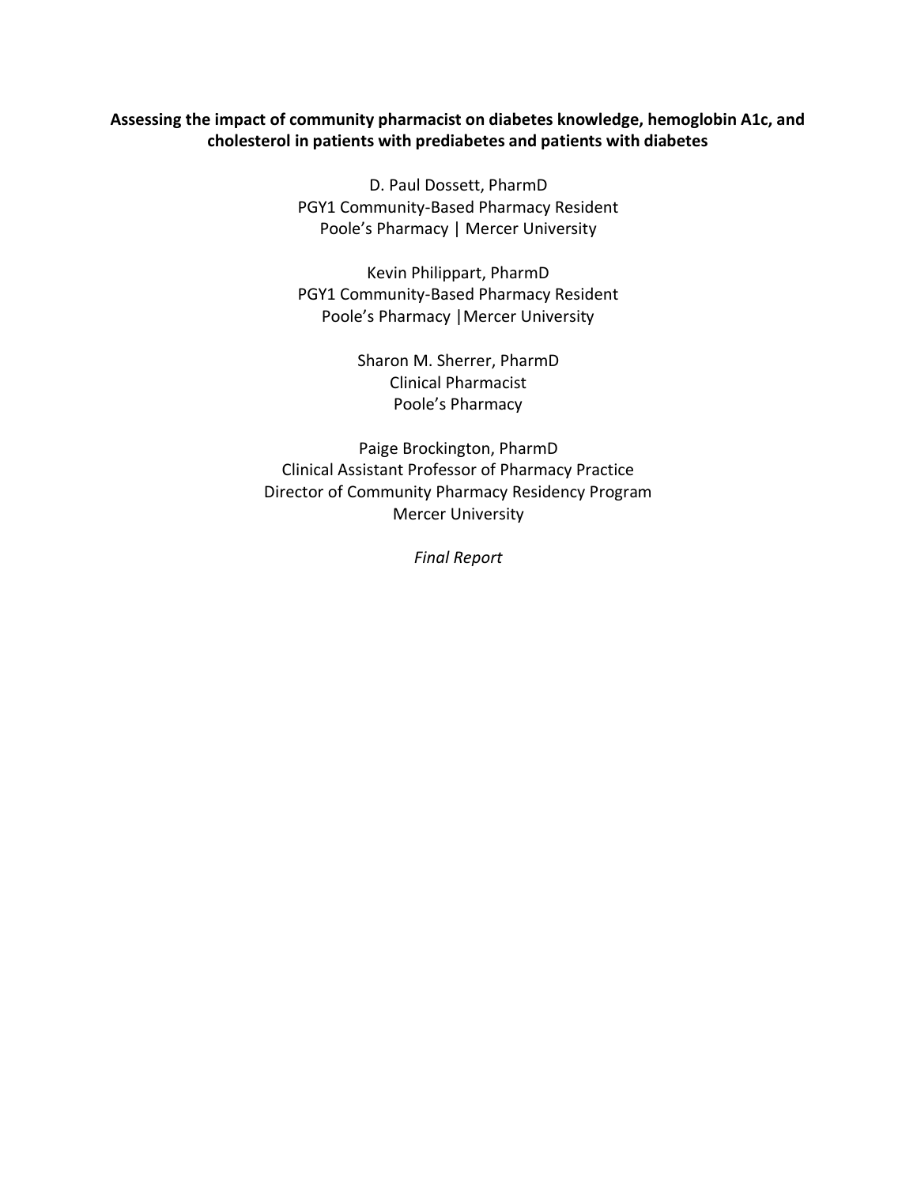**Assessing the impact of community pharmacist on diabetes knowledge, hemoglobin A1c, and cholesterol in patients with prediabetes and patients with diabetes**

D. Paul Dossett, PharmD
PGY1 Community-Based Pharmacy Resident
Poole's Pharmacy | Mercer University

Kevin Philippart, PharmD
PGY1 Community-Based Pharmacy Resident
Poole's Pharmacy |Mercer University

Sharon M. Sherrer, PharmD
Clinical Pharmacist
Poole's Pharmacy

Paige Brockington, PharmD
Clinical Assistant Professor of Pharmacy Practice
Director of Community Pharmacy Residency Program
Mercer University

*Final Report*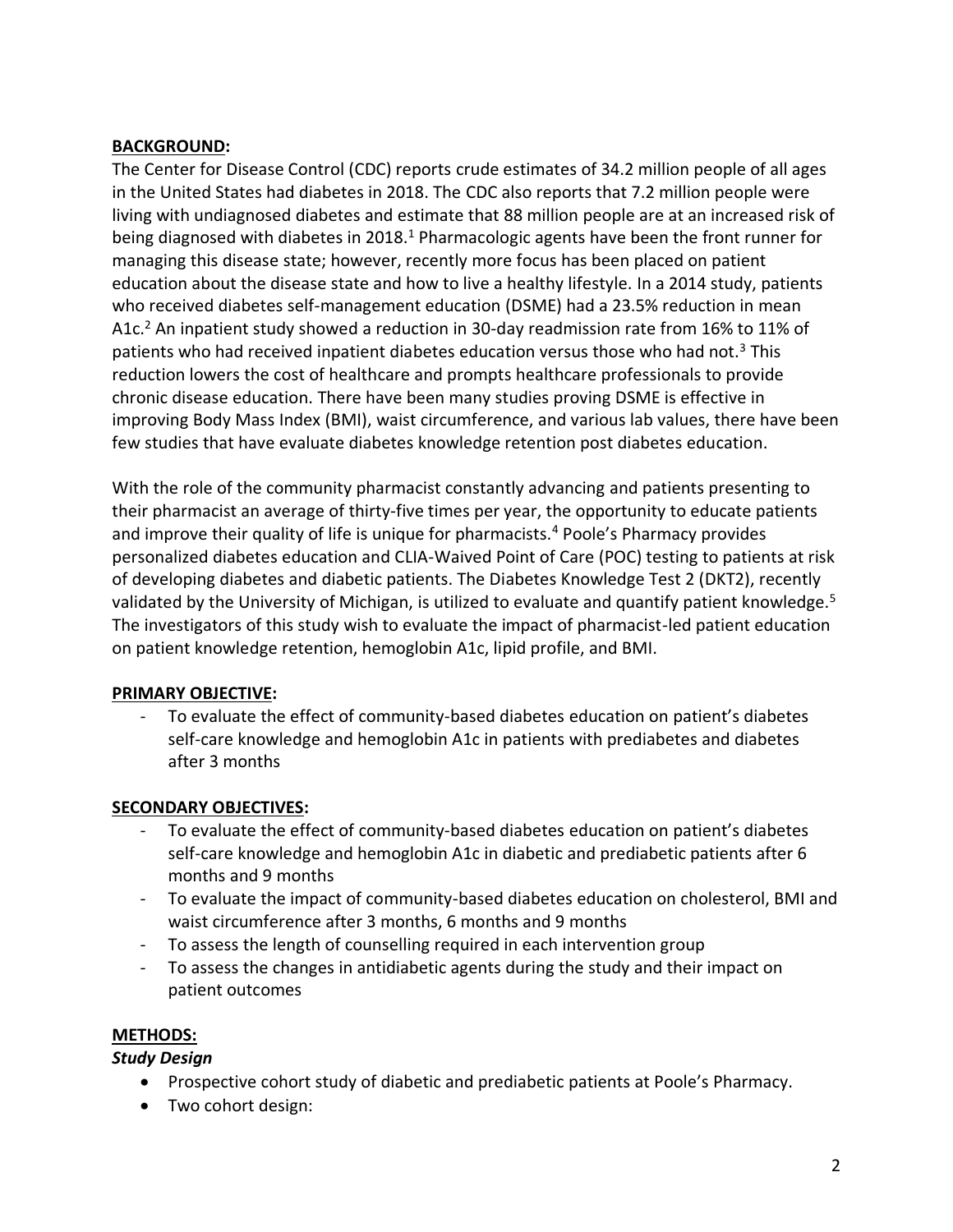**BACKGROUND:**

The Center for Disease Control (CDC) reports crude estimates of 34.2 million people of all ages in the United States had diabetes in 2018. The CDC also reports that 7.2 million people were living with undiagnosed diabetes and estimate that 88 million people are at an increased risk of being diagnosed with diabetes in 2018.[1] Pharmacologic agents have been the front runner for managing this disease state; however, recently more focus has been placed on patient education about the disease state and how to live a healthy lifestyle. In a 2014 study, patients who received diabetes self-management education (DSME) had a 23.5% reduction in mean A1c.[2] An inpatient study showed a reduction in 30-day readmission rate from 16% to 11% of patients who had received inpatient diabetes education versus those who had not.[3] This reduction lowers the cost of healthcare and prompts healthcare professionals to provide chronic disease education. There have been many studies proving DSME is effective in improving Body Mass Index (BMI), waist circumference, and various lab values, there have been few studies that have evaluate diabetes knowledge retention post diabetes education.

With the role of the community pharmacist constantly advancing and patients presenting to their pharmacist an average of thirty-five times per year, the opportunity to educate patients and improve their quality of life is unique for pharmacists.[4] Poole's Pharmacy provides personalized diabetes education and CLIA-Waived Point of Care (POC) testing to patients at risk of developing diabetes and diabetic patients. The Diabetes Knowledge Test 2 (DKT2), recently validated by the University of Michigan, is utilized to evaluate and quantify patient knowledge.[5] The investigators of this study wish to evaluate the impact of pharmacist-led patient education on patient knowledge retention, hemoglobin A1c, lipid profile, and BMI.

**PRIMARY OBJECTIVE:**

- To evaluate the effect of community-based diabetes education on patient's diabetes self-care knowledge and hemoglobin A1c in patients with prediabetes and diabetes after 3 months

**SECONDARY OBJECTIVES:**

- To evaluate the effect of community-based diabetes education on patient's diabetes self-care knowledge and hemoglobin A1c in diabetic and prediabetic patients after 6 months and 9 months
- To evaluate the impact of community-based diabetes education on cholesterol, BMI and waist circumference after 3 months, 6 months and 9 months
- To assess the length of counselling required in each intervention group
- To assess the changes in antidiabetic agents during the study and their impact on patient outcomes

**METHODS:**

***Study Design***

- Prospective cohort study of diabetic and prediabetic patients at Poole's Pharmacy.
- Two cohort design: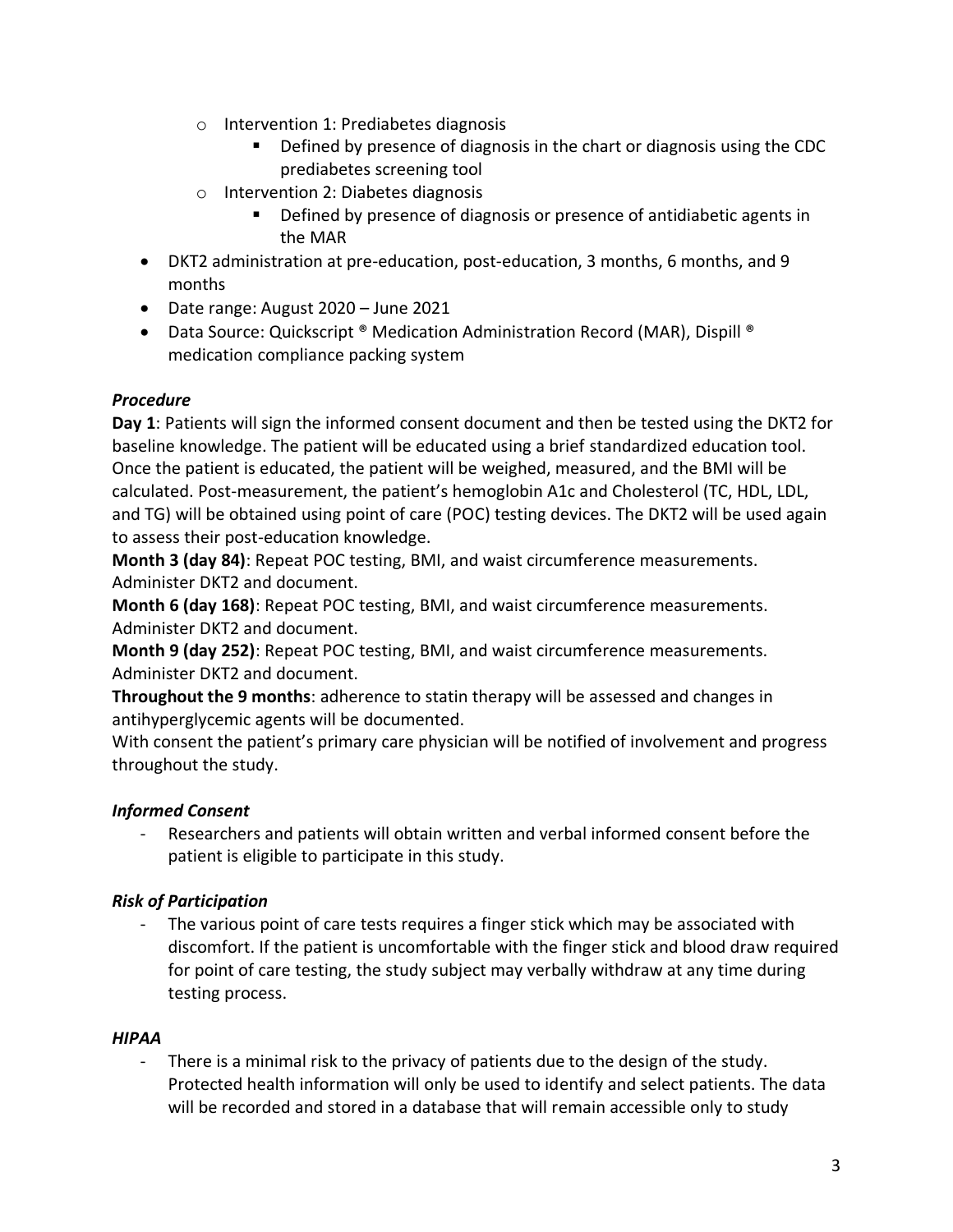- Intervention 1: Prediabetes diagnosis
  - Defined by presence of diagnosis in the chart or diagnosis using the CDC prediabetes screening tool
- Intervention 2: Diabetes diagnosis
  - Defined by presence of diagnosis or presence of antidiabetic agents in the MAR

- DKT2 administration at pre-education, post-education, 3 months, 6 months, and 9 months
- Date range: August 2020 – June 2021
- Data Source: Quickscript ® Medication Administration Record (MAR), Dispill ® medication compliance packing system

### *Procedure*

**Day 1**: Patients will sign the informed consent document and then be tested using the DKT2 for baseline knowledge. The patient will be educated using a brief standardized education tool. Once the patient is educated, the patient will be weighed, measured, and the BMI will be calculated. Post-measurement, the patient's hemoglobin A1c and Cholesterol (TC, HDL, LDL, and TG) will be obtained using point of care (POC) testing devices. The DKT2 will be used again to assess their post-education knowledge.

**Month 3 (day 84)**: Repeat POC testing, BMI, and waist circumference measurements. Administer DKT2 and document.

**Month 6 (day 168)**: Repeat POC testing, BMI, and waist circumference measurements. Administer DKT2 and document.

**Month 9 (day 252)**: Repeat POC testing, BMI, and waist circumference measurements. Administer DKT2 and document.

**Throughout the 9 months**: adherence to statin therapy will be assessed and changes in antihyperglycemic agents will be documented.

With consent the patient's primary care physician will be notified of involvement and progress throughout the study.

### *Informed Consent*

- Researchers and patients will obtain written and verbal informed consent before the patient is eligible to participate in this study.

### *Risk of Participation*

- The various point of care tests requires a finger stick which may be associated with discomfort. If the patient is uncomfortable with the finger stick and blood draw required for point of care testing, the study subject may verbally withdraw at any time during testing process.

### *HIPAA*

- There is a minimal risk to the privacy of patients due to the design of the study. Protected health information will only be used to identify and select patients. The data will be recorded and stored in a database that will remain accessible only to study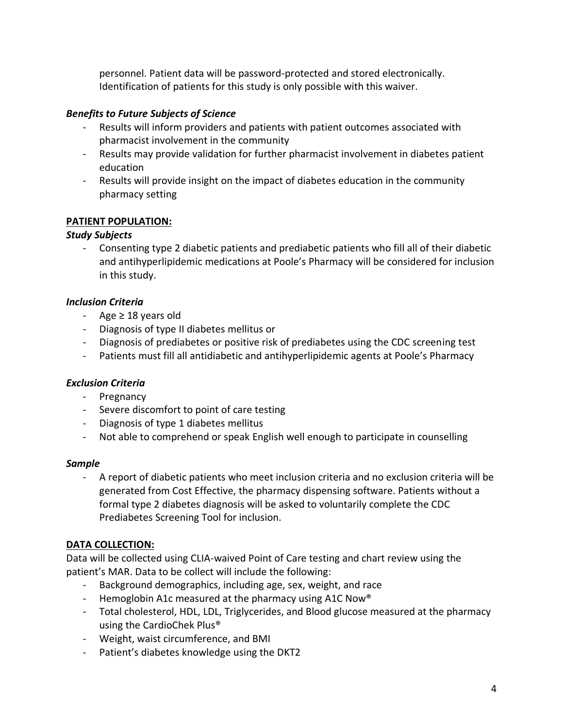personnel. Patient data will be password-protected and stored electronically. Identification of patients for this study is only possible with this waiver.

### *Benefits to Future Subjects of Science*

- Results will inform providers and patients with patient outcomes associated with pharmacist involvement in the community
- Results may provide validation for further pharmacist involvement in diabetes patient education
- Results will provide insight on the impact of diabetes education in the community pharmacy setting

## **PATIENT POPULATION:**

### *Study Subjects*

- Consenting type 2 diabetic patients and prediabetic patients who fill all of their diabetic and antihyperlipidemic medications at Poole's Pharmacy will be considered for inclusion in this study.

### *Inclusion Criteria*

- Age ≥ 18 years old
- Diagnosis of type II diabetes mellitus or
- Diagnosis of prediabetes or positive risk of prediabetes using the CDC screening test
- Patients must fill all antidiabetic and antihyperlipidemic agents at Poole's Pharmacy

### *Exclusion Criteria*

- Pregnancy
- Severe discomfort to point of care testing
- Diagnosis of type 1 diabetes mellitus
- Not able to comprehend or speak English well enough to participate in counselling

### *Sample*

- A report of diabetic patients who meet inclusion criteria and no exclusion criteria will be generated from Cost Effective, the pharmacy dispensing software. Patients without a formal type 2 diabetes diagnosis will be asked to voluntarily complete the CDC Prediabetes Screening Tool for inclusion.

## **DATA COLLECTION:**

Data will be collected using CLIA-waived Point of Care testing and chart review using the patient's MAR. Data to be collect will include the following:

- Background demographics, including age, sex, weight, and race
- Hemoglobin A1c measured at the pharmacy using A1C Now®
- Total cholesterol, HDL, LDL, Triglycerides, and Blood glucose measured at the pharmacy using the CardioChek Plus®
- Weight, waist circumference, and BMI
- Patient's diabetes knowledge using the DKT2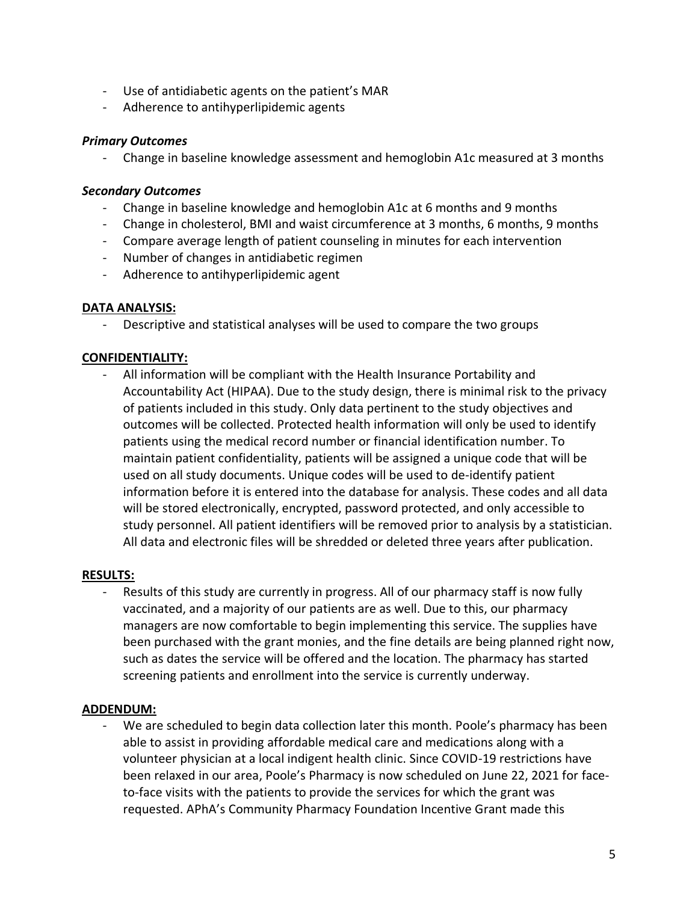- Use of antidiabetic agents on the patient's MAR
- Adherence to antihyperlipidemic agents

***Primary Outcomes***

- Change in baseline knowledge assessment and hemoglobin A1c measured at 3 months

***Secondary Outcomes***

- Change in baseline knowledge and hemoglobin A1c at 6 months and 9 months
- Change in cholesterol, BMI and waist circumference at 3 months, 6 months, 9 months
- Compare average length of patient counseling in minutes for each intervention
- Number of changes in antidiabetic regimen
- Adherence to antihyperlipidemic agent

**DATA ANALYSIS:**

- Descriptive and statistical analyses will be used to compare the two groups

**CONFIDENTIALITY:**

- All information will be compliant with the Health Insurance Portability and Accountability Act (HIPAA). Due to the study design, there is minimal risk to the privacy of patients included in this study. Only data pertinent to the study objectives and outcomes will be collected. Protected health information will only be used to identify patients using the medical record number or financial identification number. To maintain patient confidentiality, patients will be assigned a unique code that will be used on all study documents. Unique codes will be used to de-identify patient information before it is entered into the database for analysis. These codes and all data will be stored electronically, encrypted, password protected, and only accessible to study personnel. All patient identifiers will be removed prior to analysis by a statistician. All data and electronic files will be shredded or deleted three years after publication.

**RESULTS:**

- Results of this study are currently in progress. All of our pharmacy staff is now fully vaccinated, and a majority of our patients are as well. Due to this, our pharmacy managers are now comfortable to begin implementing this service. The supplies have been purchased with the grant monies, and the fine details are being planned right now, such as dates the service will be offered and the location. The pharmacy has started screening patients and enrollment into the service is currently underway.

**ADDENDUM:**

- We are scheduled to begin data collection later this month. Poole's pharmacy has been able to assist in providing affordable medical care and medications along with a volunteer physician at a local indigent health clinic. Since COVID-19 restrictions have been relaxed in our area, Poole's Pharmacy is now scheduled on June 22, 2021 for face-to-face visits with the patients to provide the services for which the grant was requested. APhA's Community Pharmacy Foundation Incentive Grant made this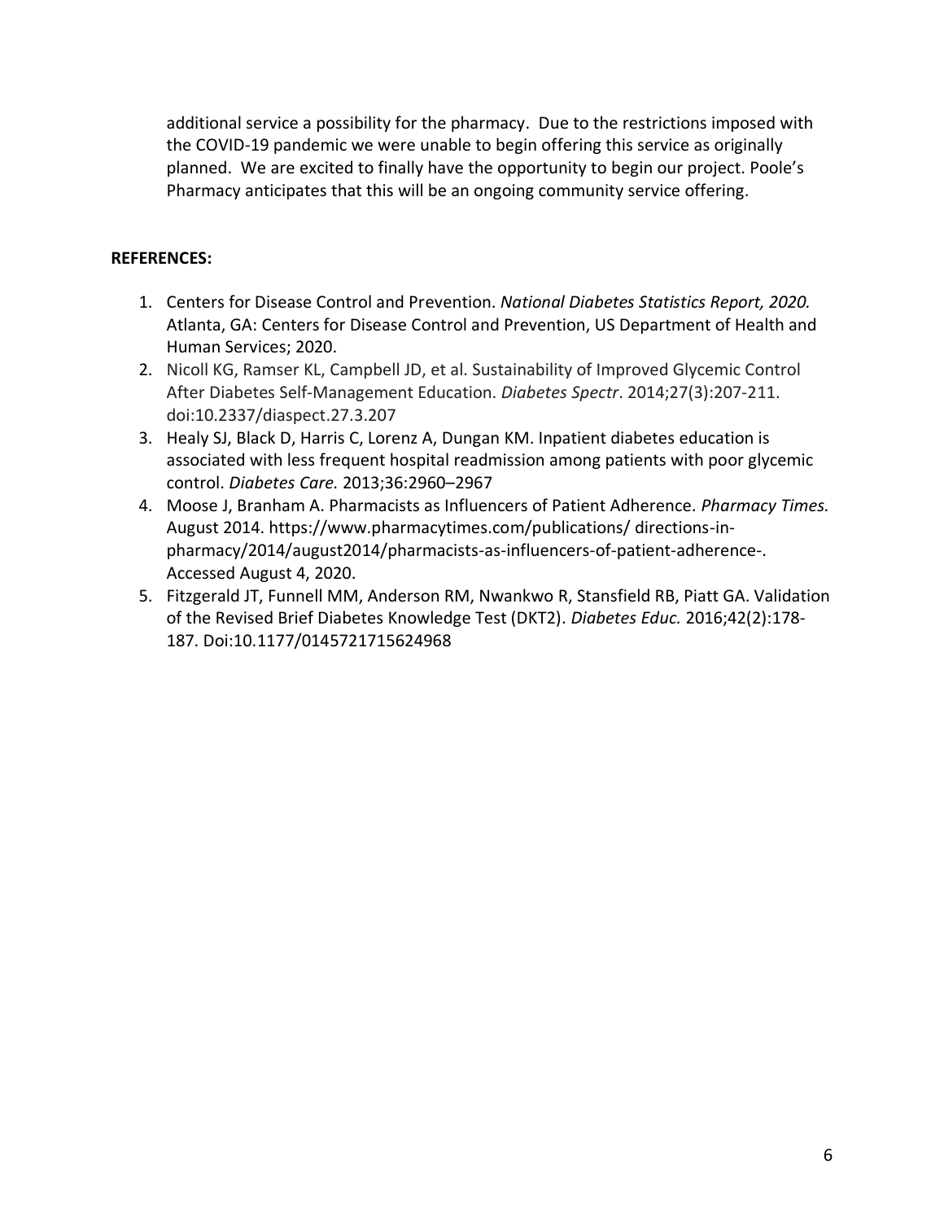additional service a possibility for the pharmacy. Due to the restrictions imposed with the COVID-19 pandemic we were unable to begin offering this service as originally planned. We are excited to finally have the opportunity to begin our project. Poole's Pharmacy anticipates that this will be an ongoing community service offering.

**REFERENCES:**

1. Centers for Disease Control and Prevention. *National Diabetes Statistics Report, 2020.* Atlanta, GA: Centers for Disease Control and Prevention, US Department of Health and Human Services; 2020.
2. Nicoll KG, Ramser KL, Campbell JD, et al. Sustainability of Improved Glycemic Control After Diabetes Self-Management Education. *Diabetes Spectr*. 2014;27(3):207-211. doi:10.2337/diaspect.27.3.207
3. Healy SJ, Black D, Harris C, Lorenz A, Dungan KM. Inpatient diabetes education is associated with less frequent hospital readmission among patients with poor glycemic control. *Diabetes Care.* 2013;36:2960–2967
4. Moose J, Branham A. Pharmacists as Influencers of Patient Adherence. *Pharmacy Times.* August 2014. https://www.pharmacytimes.com/publications/ directions-in-pharmacy/2014/august2014/pharmacists-as-influencers-of-patient-adherence-. Accessed August 4, 2020.
5. Fitzgerald JT, Funnell MM, Anderson RM, Nwankwo R, Stansfield RB, Piatt GA. Validation of the Revised Brief Diabetes Knowledge Test (DKT2). *Diabetes Educ.* 2016;42(2):178-187. Doi:10.1177/0145721715624968